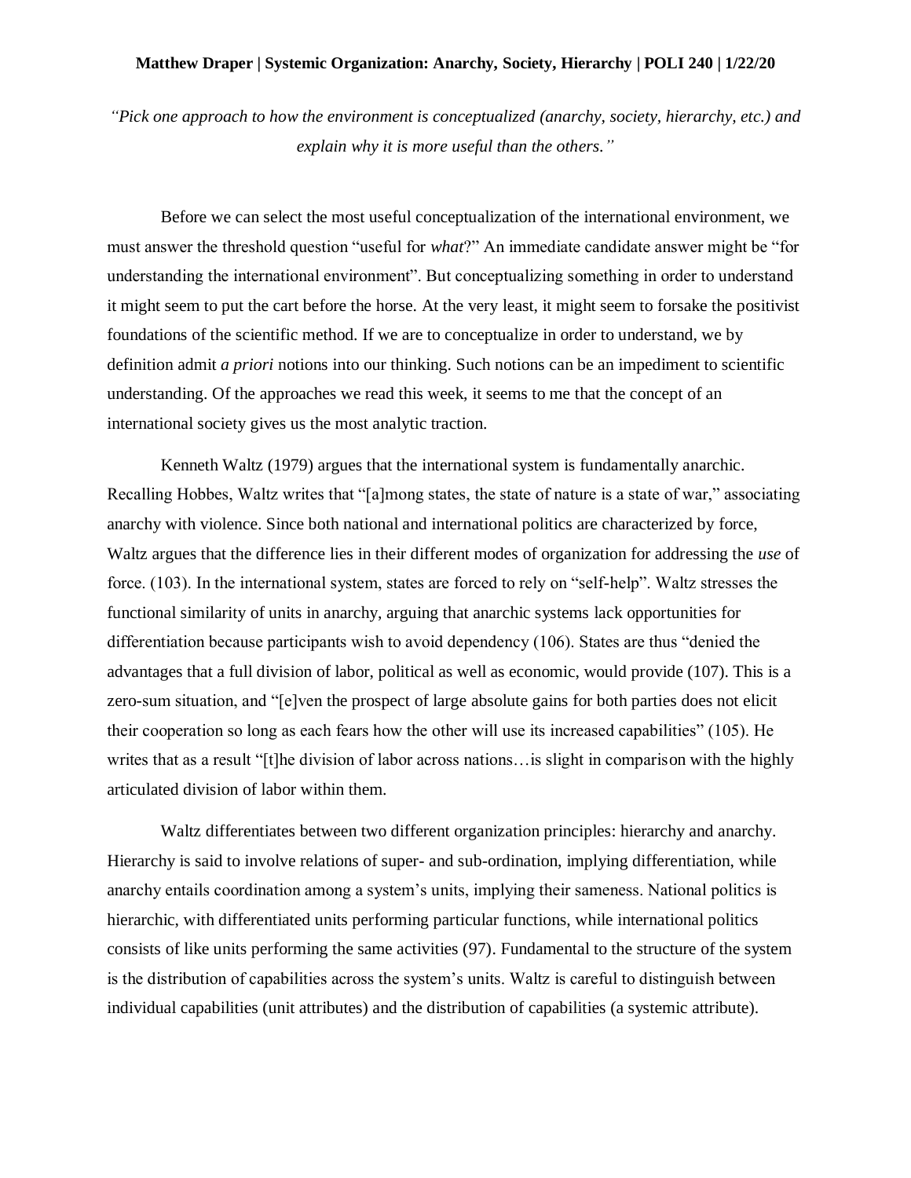**Matthew Draper | Systemic Organization: Anarchy, Society, Hierarchy | POLI 240 | 1/22/20**

*"Pick one approach to how the environment is conceptualized (anarchy, society, hierarchy, etc.) and explain why it is more useful than the others."*

Before we can select the most useful conceptualization of the international environment, we must answer the threshold question "useful for *what*?" An immediate candidate answer might be "for understanding the international environment". But conceptualizing something in order to understand it might seem to put the cart before the horse. At the very least, it might seem to forsake the positivist foundations of the scientific method. If we are to conceptualize in order to understand, we by definition admit *a priori* notions into our thinking. Such notions can be an impediment to scientific understanding. Of the approaches we read this week, it seems to me that the concept of an international society gives us the most analytic traction.

Kenneth Waltz (1979) argues that the international system is fundamentally anarchic. Recalling Hobbes, Waltz writes that "[a]mong states, the state of nature is a state of war," associating anarchy with violence. Since both national and international politics are characterized by force, Waltz argues that the difference lies in their different modes of organization for addressing the *use* of force. (103). In the international system, states are forced to rely on "self-help". Waltz stresses the functional similarity of units in anarchy, arguing that anarchic systems lack opportunities for differentiation because participants wish to avoid dependency (106). States are thus "denied the advantages that a full division of labor, political as well as economic, would provide (107). This is a zero-sum situation, and "[e]ven the prospect of large absolute gains for both parties does not elicit their cooperation so long as each fears how the other will use its increased capabilities" (105). He writes that as a result "[t]he division of labor across nations…is slight in comparison with the highly articulated division of labor within them.

Waltz differentiates between two different organization principles: hierarchy and anarchy. Hierarchy is said to involve relations of super- and sub-ordination, implying differentiation, while anarchy entails coordination among a system's units, implying their sameness. National politics is hierarchic, with differentiated units performing particular functions, while international politics consists of like units performing the same activities (97). Fundamental to the structure of the system is the distribution of capabilities across the system's units. Waltz is careful to distinguish between individual capabilities (unit attributes) and the distribution of capabilities (a systemic attribute).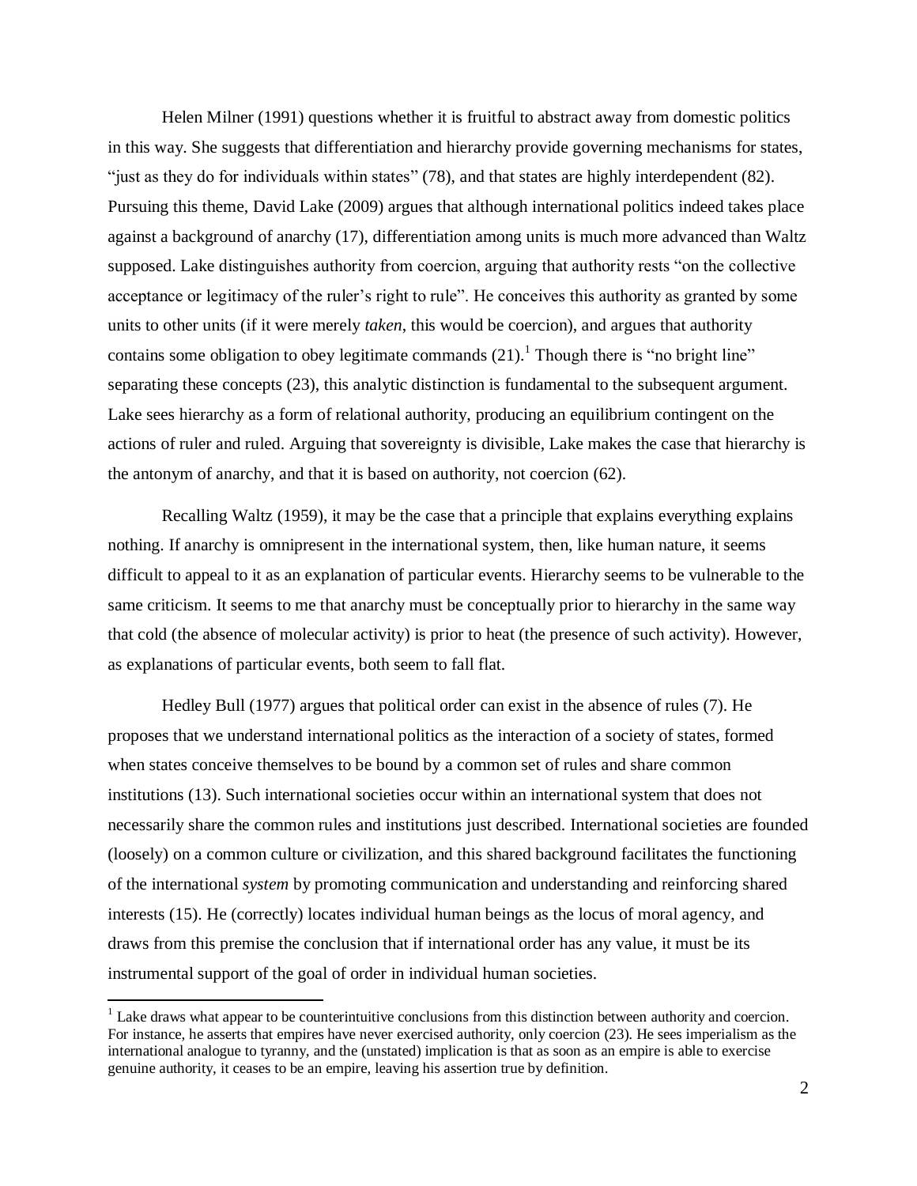Helen Milner (1991) questions whether it is fruitful to abstract away from domestic politics in this way. She suggests that differentiation and hierarchy provide governing mechanisms for states, "just as they do for individuals within states" (78), and that states are highly interdependent (82). Pursuing this theme, David Lake (2009) argues that although international politics indeed takes place against a background of anarchy (17), differentiation among units is much more advanced than Waltz supposed. Lake distinguishes authority from coercion, arguing that authority rests "on the collective acceptance or legitimacy of the ruler's right to rule". He conceives this authority as granted by some units to other units (if it were merely *taken*, this would be coercion), and argues that authority contains some obligation to obey legitimate commands (21).[1] Though there is "no bright line" separating these concepts (23), this analytic distinction is fundamental to the subsequent argument. Lake sees hierarchy as a form of relational authority, producing an equilibrium contingent on the actions of ruler and ruled. Arguing that sovereignty is divisible, Lake makes the case that hierarchy is the antonym of anarchy, and that it is based on authority, not coercion (62).

Recalling Waltz (1959), it may be the case that a principle that explains everything explains nothing. If anarchy is omnipresent in the international system, then, like human nature, it seems difficult to appeal to it as an explanation of particular events. Hierarchy seems to be vulnerable to the same criticism. It seems to me that anarchy must be conceptually prior to hierarchy in the same way that cold (the absence of molecular activity) is prior to heat (the presence of such activity). However, as explanations of particular events, both seem to fall flat.

Hedley Bull (1977) argues that political order can exist in the absence of rules (7). He proposes that we understand international politics as the interaction of a society of states, formed when states conceive themselves to be bound by a common set of rules and share common institutions (13). Such international societies occur within an international system that does not necessarily share the common rules and institutions just described. International societies are founded (loosely) on a common culture or civilization, and this shared background facilitates the functioning of the international *system* by promoting communication and understanding and reinforcing shared interests (15). He (correctly) locates individual human beings as the locus of moral agency, and draws from this premise the conclusion that if international order has any value, it must be its instrumental support of the goal of order in individual human societies.

[1] Lake draws what appear to be counterintuitive conclusions from this distinction between authority and coercion. For instance, he asserts that empires have never exercised authority, only coercion (23). He sees imperialism as the international analogue to tyranny, and the (unstated) implication is that as soon as an empire is able to exercise genuine authority, it ceases to be an empire, leaving his assertion true by definition.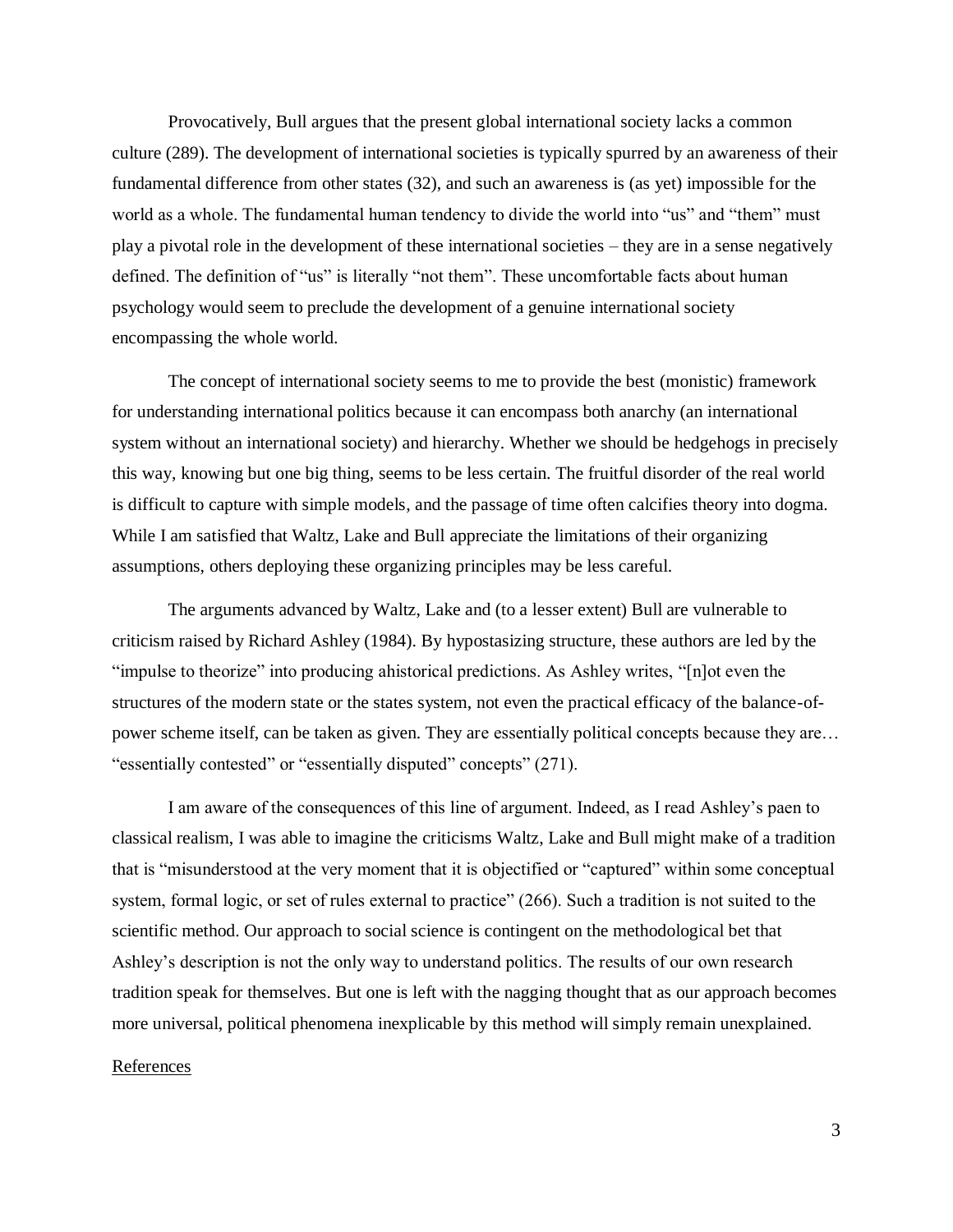Provocatively, Bull argues that the present global international society lacks a common culture (289). The development of international societies is typically spurred by an awareness of their fundamental difference from other states (32), and such an awareness is (as yet) impossible for the world as a whole. The fundamental human tendency to divide the world into "us" and "them" must play a pivotal role in the development of these international societies – they are in a sense negatively defined. The definition of "us" is literally "not them". These uncomfortable facts about human psychology would seem to preclude the development of a genuine international society encompassing the whole world.

The concept of international society seems to me to provide the best (monistic) framework for understanding international politics because it can encompass both anarchy (an international system without an international society) and hierarchy. Whether we should be hedgehogs in precisely this way, knowing but one big thing, seems to be less certain. The fruitful disorder of the real world is difficult to capture with simple models, and the passage of time often calcifies theory into dogma. While I am satisfied that Waltz, Lake and Bull appreciate the limitations of their organizing assumptions, others deploying these organizing principles may be less careful.

The arguments advanced by Waltz, Lake and (to a lesser extent) Bull are vulnerable to criticism raised by Richard Ashley (1984). By hypostasizing structure, these authors are led by the "impulse to theorize" into producing ahistorical predictions. As Ashley writes, "[n]ot even the structures of the modern state or the states system, not even the practical efficacy of the balance-of-power scheme itself, can be taken as given. They are essentially political concepts because they are… "essentially contested" or "essentially disputed" concepts" (271).

I am aware of the consequences of this line of argument. Indeed, as I read Ashley's paen to classical realism, I was able to imagine the criticisms Waltz, Lake and Bull might make of a tradition that is "misunderstood at the very moment that it is objectified or "captured" within some conceptual system, formal logic, or set of rules external to practice" (266). Such a tradition is not suited to the scientific method. Our approach to social science is contingent on the methodological bet that Ashley's description is not the only way to understand politics. The results of our own research tradition speak for themselves. But one is left with the nagging thought that as our approach becomes more universal, political phenomena inexplicable by this method will simply remain unexplained.

<u>References</u>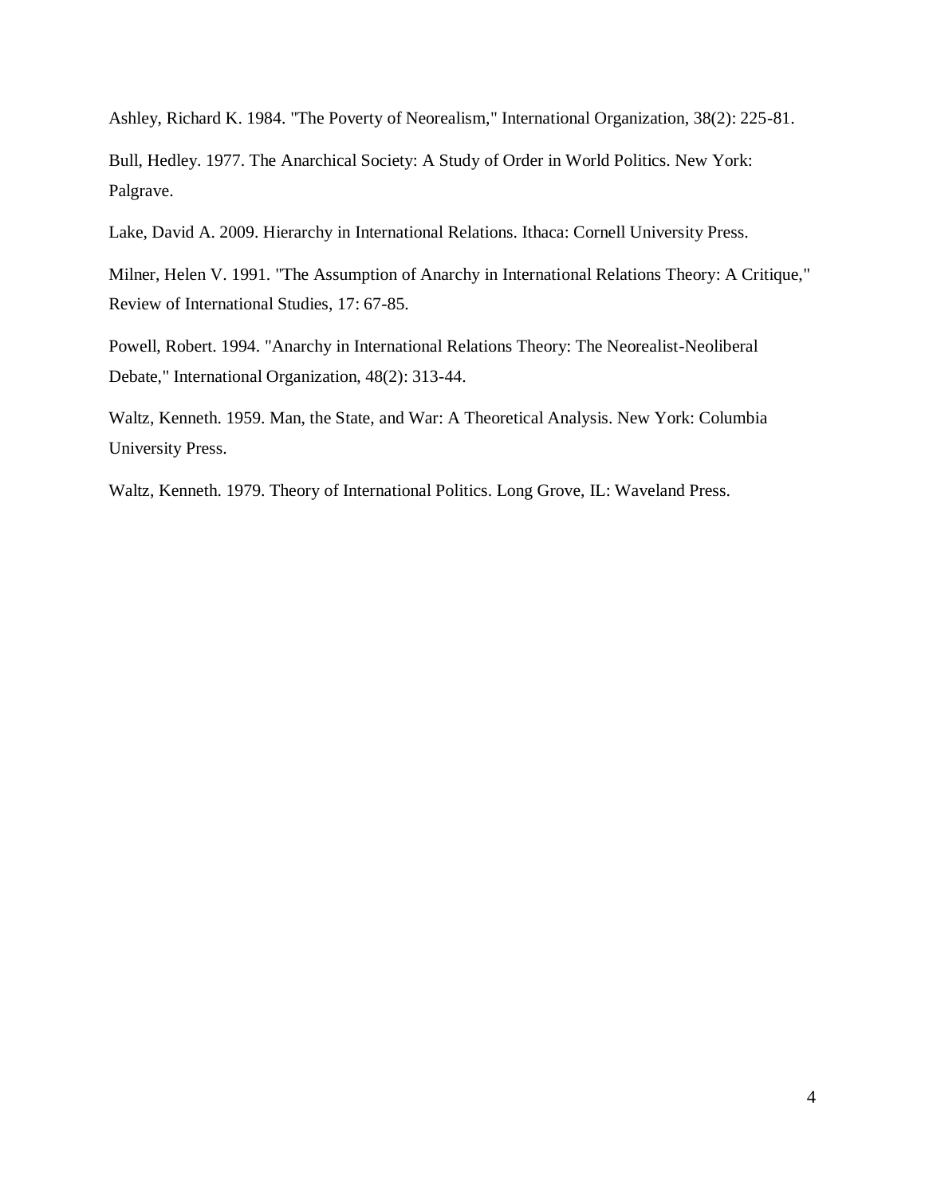Ashley, Richard K. 1984. "The Poverty of Neorealism," International Organization, 38(2): 225-81.

Bull, Hedley. 1977. The Anarchical Society: A Study of Order in World Politics. New York: Palgrave.

Lake, David A. 2009. Hierarchy in International Relations. Ithaca: Cornell University Press.

Milner, Helen V. 1991. "The Assumption of Anarchy in International Relations Theory: A Critique," Review of International Studies, 17: 67-85.

Powell, Robert. 1994. "Anarchy in International Relations Theory: The Neorealist-Neoliberal Debate," International Organization, 48(2): 313-44.

Waltz, Kenneth. 1959. Man, the State, and War: A Theoretical Analysis. New York: Columbia University Press.

Waltz, Kenneth. 1979. Theory of International Politics. Long Grove, IL: Waveland Press.